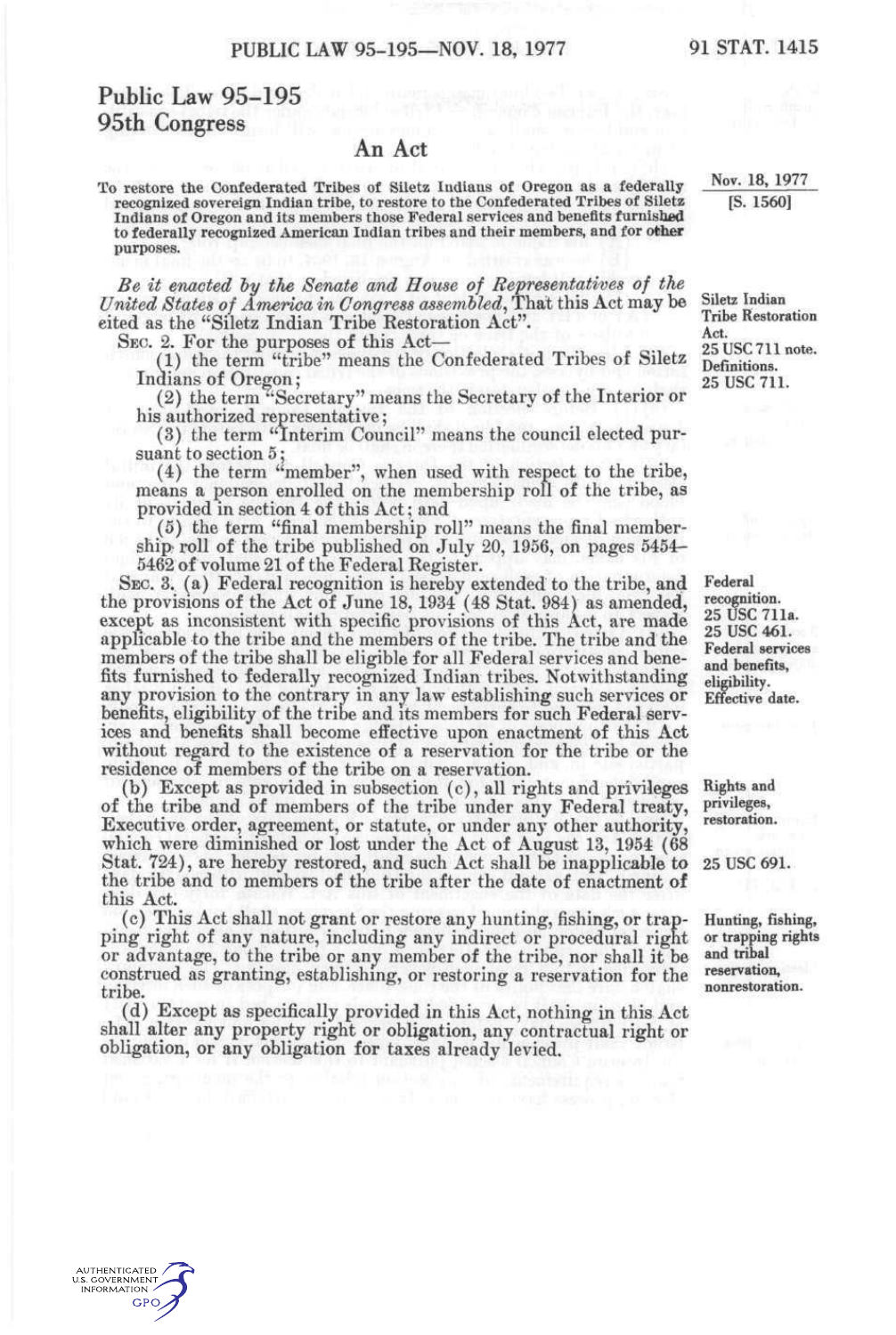# Public Law 95-195
## 95th Congress

### An Act

Nov. 18, 1977
[S. 1560]

**To restore the Confederated Tribes of Siletz Indians of Oregon as a federally recognized sovereign Indian tribe, to restore to the Confederated Tribes of Siletz Indians of Oregon and its members those Federal services and benefits furnished to federally recognized American Indian tribes and their members, and for other purposes.**

*Be it enacted by the Senate and House of Representatives of the United States of America in Congress assembled,* That this Act may be cited as the "Siletz Indian Tribe Restoration Act".

Siletz Indian Tribe Restoration Act.
25 USC 711 note.

Definitions.
25 USC 711.

SEC. 2. For the purposes of this Act—

(1) the term "tribe" means the Confederated Tribes of Siletz Indians of Oregon;

(2) the term "Secretary" means the Secretary of the Interior or his authorized representative;

(3) the term "Interim Council" means the council elected pursuant to section 5;

(4) the term "member", when used with respect to the tribe, means a person enrolled on the membership roll of the tribe, as provided in section 4 of this Act; and

(5) the term "final membership roll" means the final membership roll of the tribe published on July 20, 1956, on pages 5454–5462 of volume 21 of the Federal Register.

Federal recognition.
25 USC 711a.
25 USC 461.
Federal services and benefits, eligibility.
Effective date.

SEC. 3. (a) Federal recognition is hereby extended to the tribe, and the provisions of the Act of June 18, 1934 (48 Stat. 984) as amended, except as inconsistent with specific provisions of this Act, are made applicable to the tribe and the members of the tribe. The tribe and the members of the tribe shall be eligible for all Federal services and benefits furnished to federally recognized Indian tribes. Notwithstanding any provision to the contrary in any law establishing such services or benefits, eligibility of the tribe and its members for such Federal services and benefits shall become effective upon enactment of this Act without regard to the existence of a reservation for the tribe or the residence of members of the tribe on a reservation.

Rights and privileges, restoration.

(b) Except as provided in subsection (c), all rights and privileges of the tribe and of members of the tribe under any Federal treaty, Executive order, agreement, or statute, or under any other authority, which were diminished or lost under the Act of August 13, 1954 (68 Stat. 724), are hereby restored, and such Act shall be inapplicable to the tribe and to members of the tribe after the date of enactment of this Act.

25 USC 691.

Hunting, fishing, or trapping rights and tribal reservation, nonrestoration.

(c) This Act shall not grant or restore any hunting, fishing, or trapping right of any nature, including any indirect or procedural right or advantage, to the tribe or any member of the tribe, nor shall it be construed as granting, establishing, or restoring a reservation for the tribe.

(d) Except as specifically provided in this Act, nothing in this Act shall alter any property right or obligation, any contractual right or obligation, or any obligation for taxes already levied.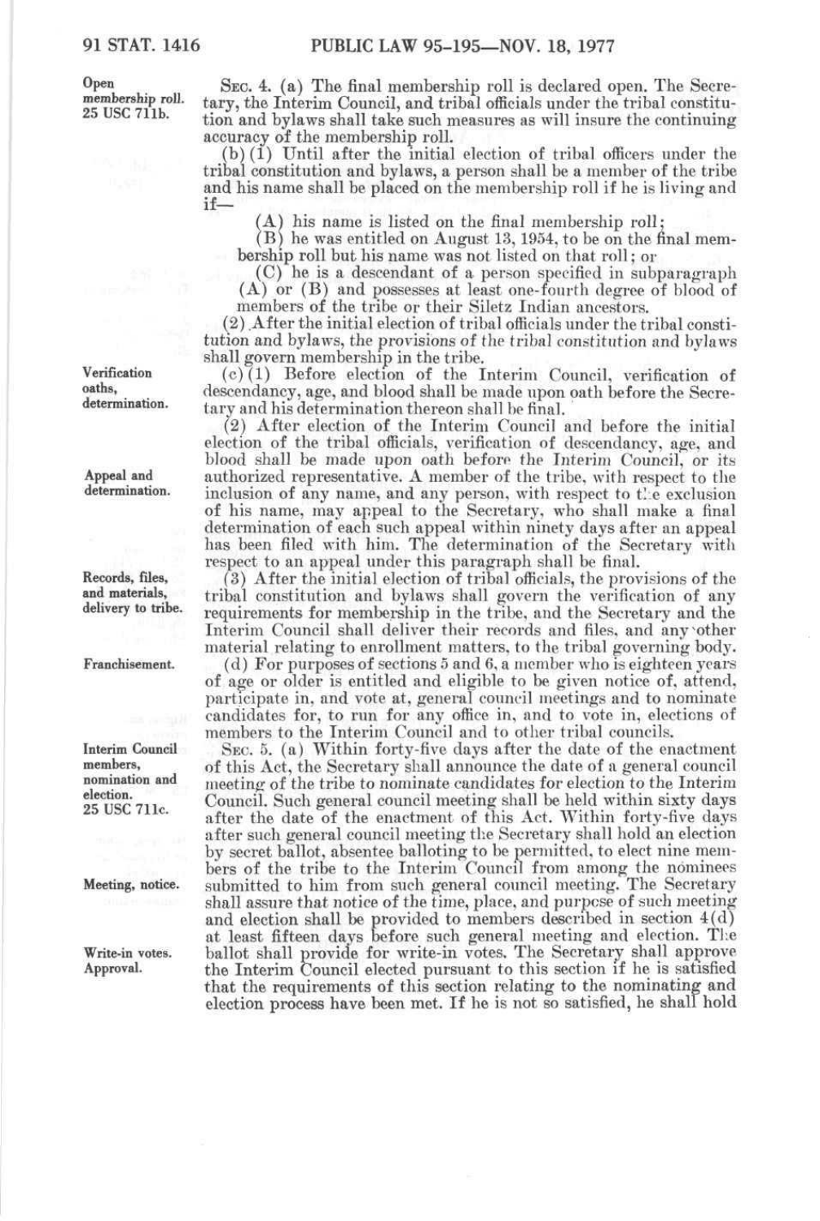Open membership roll. 25 USC 711b.

SEC. 4. (a) The final membership roll is declared open. The Secretary, the Interim Council, and tribal officials under the tribal constitution and bylaws shall take such measures as will insure the continuing accuracy of the membership roll.

(b) (1) Until after the initial election of tribal officers under the tribal constitution and bylaws, a person shall be a member of the tribe and his name shall be placed on the membership roll if he is living and if—

(A) his name is listed on the final membership roll;

(B) he was entitled on August 13, 1954, to be on the final membership roll but his name was not listed on that roll; or

(C) he is a descendant of a person specified in subparagraph (A) or (B) and possesses at least one-fourth degree of blood of members of the tribe or their Siletz Indian ancestors.

(2) After the initial election of tribal officials under the tribal constitution and bylaws, the provisions of the tribal constitution and bylaws shall govern membership in the tribe.

Verification oaths, determination.

(c) (1) Before election of the Interim Council, verification of descendancy, age, and blood shall be made upon oath before the Secretary and his determination thereon shall be final.

(2) After election of the Interim Council and before the initial election of the tribal officials, verification of descendancy, age, and blood shall be made upon oath before the Interim Council, or its authorized representative. A member of the tribe, with respect to the inclusion of any name, and any person, with respect to the exclusion of his name, may appeal to the Secretary, who shall make a final determination of each such appeal within ninety days after an appeal has been filed with him. The determination of the Secretary with respect to an appeal under this paragraph shall be final.

Appeal and determination.

Records, files, and materials, delivery to tribe.

(3) After the initial election of tribal officials, the provisions of the tribal constitution and bylaws shall govern the verification of any requirements for membership in the tribe, and the Secretary and the Interim Council shall deliver their records and files, and any other material relating to enrollment matters, to the tribal governing body.

Franchisement.

(d) For purposes of sections 5 and 6, a member who is eighteen years of age or older is entitled and eligible to be given notice of, attend, participate in, and vote at, general council meetings and to nominate candidates for, to run for any office in, and to vote in, elections of members to the Interim Council and to other tribal councils.

Interim Council members, nomination and election. 25 USC 711c.

SEC. 5. (a) Within forty-five days after the date of the enactment of this Act, the Secretary shall announce the date of a general council meeting of the tribe to nominate candidates for election to the Interim Council. Such general council meeting shall be held within sixty days after the date of the enactment of this Act. Within forty-five days after such general council meeting the Secretary shall hold an election by secret ballot, absentee balloting to be permitted, to elect nine members of the tribe to the Interim Council from among the nominees submitted to him from such general council meeting. The Secretary shall assure that notice of the time, place, and purpose of such meeting and election shall be provided to members described in section 4(d) at least fifteen days before such general meeting and election. The ballot shall provide for write-in votes. The Secretary shall approve the Interim Council elected pursuant to this section if he is satisfied that the requirements of this section relating to the nominating and election process have been met. If he is not so satisfied, he shall hold

Meeting, notice.

Write-in votes. Approval.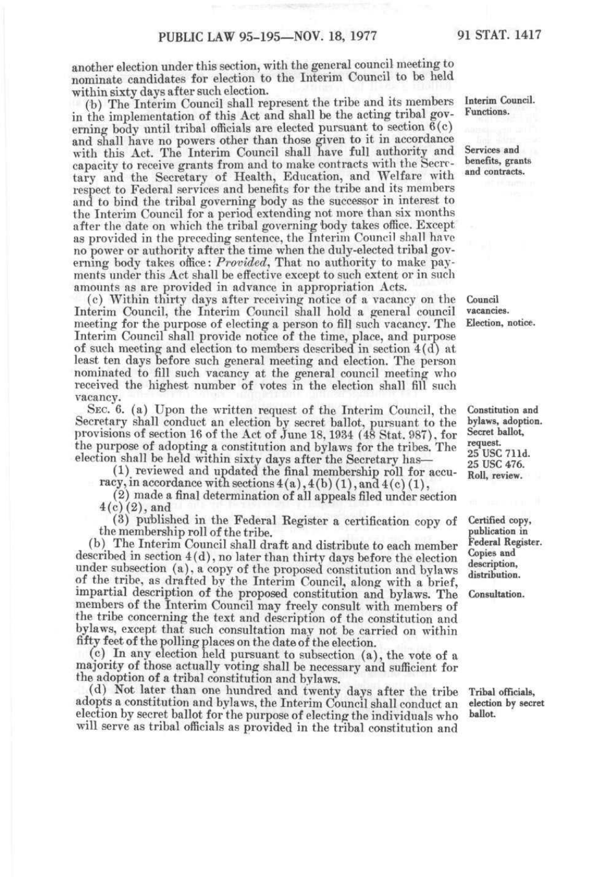another election under this section, with the general council meeting to nominate candidates for election to the Interim Council to be held within sixty days after such election.

(b) The Interim Council shall represent the tribe and its members in the implementation of this Act and shall be the acting tribal governing body until tribal officials are elected pursuant to section 6(c) and shall have no powers other than those given to it in accordance with this Act. The Interim Council shall have full authority and capacity to receive grants from and to make contracts with the Secretary and the Secretary of Health, Education, and Welfare with respect to Federal services and benefits for the tribe and its members and to bind the tribal governing body as the successor in interest to the Interim Council for a period extending not more than six months after the date on which the tribal governing body takes office. Except as provided in the preceding sentence, the Interim Council shall have no power or authority after the time when the duly-elected tribal governing body takes office: *Provided*, That no authority to make payments under this Act shall be effective except to such extent or in such amounts as are provided in advance in appropriation Acts.

Interim Council. Functions.

Services and benefits, grants and contracts.

(c) Within thirty days after receiving notice of a vacancy on the Interim Council, the Interim Council shall hold a general council meeting for the purpose of electing a person to fill such vacancy. The Interim Council shall provide notice of the time, place, and purpose of such meeting and election to members described in section 4(d) at least ten days before such general meeting and election. The person nominated to fill such vacancy at the general council meeting who received the highest number of votes in the election shall fill such vacancy.

Council vacancies. Election, notice.

SEC. 6. (a) Upon the written request of the Interim Council, the Secretary shall conduct an election by secret ballot, pursuant to the provisions of section 16 of the Act of June 18, 1934 (48 Stat. 987), for the purpose of adopting a constitution and bylaws for the tribes. The election shall be held within sixty days after the Secretary has—

Constitution and bylaws, adoption. Secret ballot, request. 25 USC 711d. 25 USC 476.

(1) reviewed and updated the final membership roll for accuracy, in accordance with sections 4(a), 4(b)(1), and 4(c)(1),

Roll, review.

(2) made a final determination of all appeals filed under section 4(c)(2), and

(3) published in the Federal Register a certification copy of the membership roll of the tribe.

Certified copy, publication in Federal Register.

(b) The Interim Council shall draft and distribute to each member described in section 4(d), no later than thirty days before the election under subsection (a), a copy of the proposed constitution and bylaws of the tribe, as drafted by the Interim Council, along with a brief, impartial description of the proposed constitution and bylaws. The members of the Interim Council may freely consult with members of the tribe concerning the text and description of the constitution and bylaws, except that such consultation may not be carried on within fifty feet of the polling places on the date of the election.

Copies and description, distribution.

Consultation.

(c) In any election held pursuant to subsection (a), the vote of a majority of those actually voting shall be necessary and sufficient for the adoption of a tribal constitution and bylaws.

(d) Not later than one hundred and twenty days after the tribe adopts a constitution and bylaws, the Interim Council shall conduct an election by secret ballot for the purpose of electing the individuals who will serve as tribal officials as provided in the tribal constitution and

Tribal officials, election by secret ballot.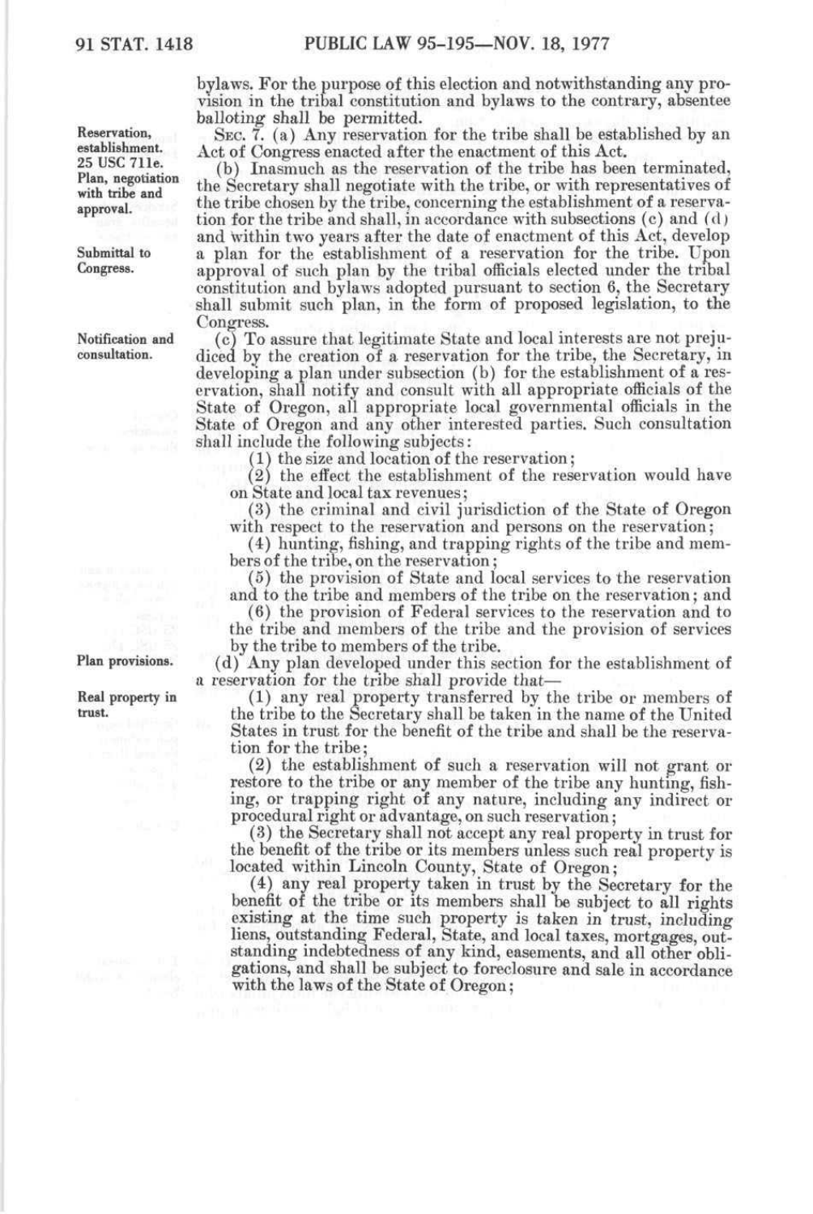bylaws. For the purpose of this election and notwithstanding any provision in the tribal constitution and bylaws to the contrary, absentee balloting shall be permitted.

Reservation, establishment. 25 USC 711e.

SEC. 7. (a) Any reservation for the tribe shall be established by an Act of Congress enacted after the enactment of this Act.

Plan, negotiation with tribe and approval.

(b) Inasmuch as the reservation of the tribe has been terminated, the Secretary shall negotiate with the tribe, or with representatives of the tribe chosen by the tribe, concerning the establishment of a reservation for the tribe and shall, in accordance with subsections (c) and (d) and within two years after the date of enactment of this Act, develop a plan for the establishment of a reservation for the tribe. Upon approval of such plan by the tribal officials elected under the tribal constitution and bylaws adopted pursuant to section 6, the Secretary shall submit such plan, in the form of proposed legislation, to the Congress.

Submittal to Congress.

Notification and consultation.

(c) To assure that legitimate State and local interests are not prejudiced by the creation of a reservation for the tribe, the Secretary, in developing a plan under subsection (b) for the establishment of a reservation, shall notify and consult with all appropriate officials of the State of Oregon, all appropriate local governmental officials in the State of Oregon and any other interested parties. Such consultation shall include the following subjects:

(1) the size and location of the reservation;

(2) the effect the establishment of the reservation would have on State and local tax revenues;

(3) the criminal and civil jurisdiction of the State of Oregon with respect to the reservation and persons on the reservation;

(4) hunting, fishing, and trapping rights of the tribe and members of the tribe, on the reservation;

(5) the provision of State and local services to the reservation and to the tribe and members of the tribe on the reservation; and

(6) the provision of Federal services to the reservation and to the tribe and members of the tribe and the provision of services by the tribe to members of the tribe.

Plan provisions.

(d) Any plan developed under this section for the establishment of a reservation for the tribe shall provide that—

Real property in trust.

(1) any real property transferred by the tribe or members of the tribe to the Secretary shall be taken in the name of the United States in trust for the benefit of the tribe and shall be the reservation for the tribe;

(2) the establishment of such a reservation will not grant or restore to the tribe or any member of the tribe any hunting, fishing, or trapping right of any nature, including any indirect or procedural right or advantage, on such reservation;

(3) the Secretary shall not accept any real property in trust for the benefit of the tribe or its members unless such real property is located within Lincoln County, State of Oregon;

(4) any real property taken in trust by the Secretary for the benefit of the tribe or its members shall be subject to all rights existing at the time such property is taken in trust, including liens, outstanding Federal, State, and local taxes, mortgages, outstanding indebtedness of any kind, easements, and all other obligations, and shall be subject to foreclosure and sale in accordance with the laws of the State of Oregon;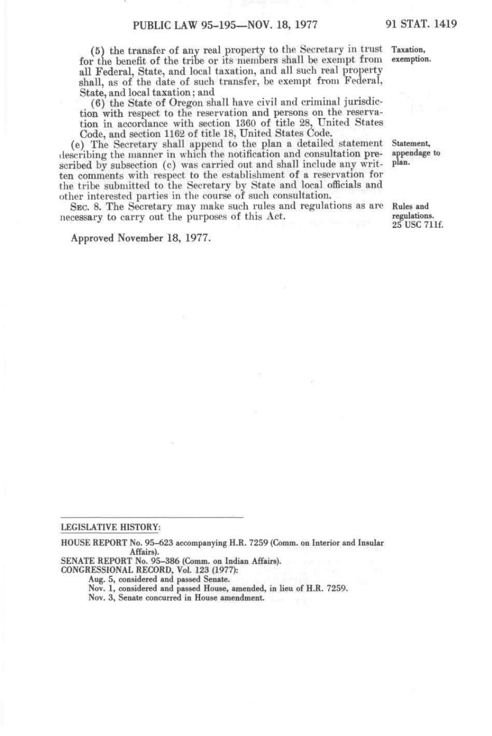(5) the transfer of any real property to the Secretary in trust for the benefit of the tribe or its members shall be exempt from all Federal, State, and local taxation, and all such real property shall, as of the date of such transfer, be exempt from Federal, State, and local taxation; and

Taxation, exemption.

(6) the State of Oregon shall have civil and criminal jurisdiction with respect to the reservation and persons on the reservation in accordance with section 1360 of title 28, United States Code, and section 1162 of title 18, United States Code.

(e) The Secretary shall append to the plan a detailed statement describing the manner in which the notification and consultation prescribed by subsection (c) was carried out and shall include any written comments with respect to the establishment of a reservation for the tribe submitted to the Secretary by State and local officials and other interested parties in the course of such consultation.

Statement, appendage to plan.

SEC. 8. The Secretary may make such rules and regulations as are necessary to carry out the purposes of this Act.

Rules and regulations. 25 USC 711f.

Approved November 18, 1977.

---

LEGISLATIVE HISTORY:

HOUSE REPORT No. 95-623 accompanying H.R. 7259 (Comm. on Interior and Insular Affairs).
SENATE REPORT No. 95-386 (Comm. on Indian Affairs).
CONGRESSIONAL RECORD, Vol. 123 (1977):
Aug. 5, considered and passed Senate.
Nov. 1, considered and passed House, amended, in lieu of H.R. 7259.
Nov. 3, Senate concurred in House amendment.